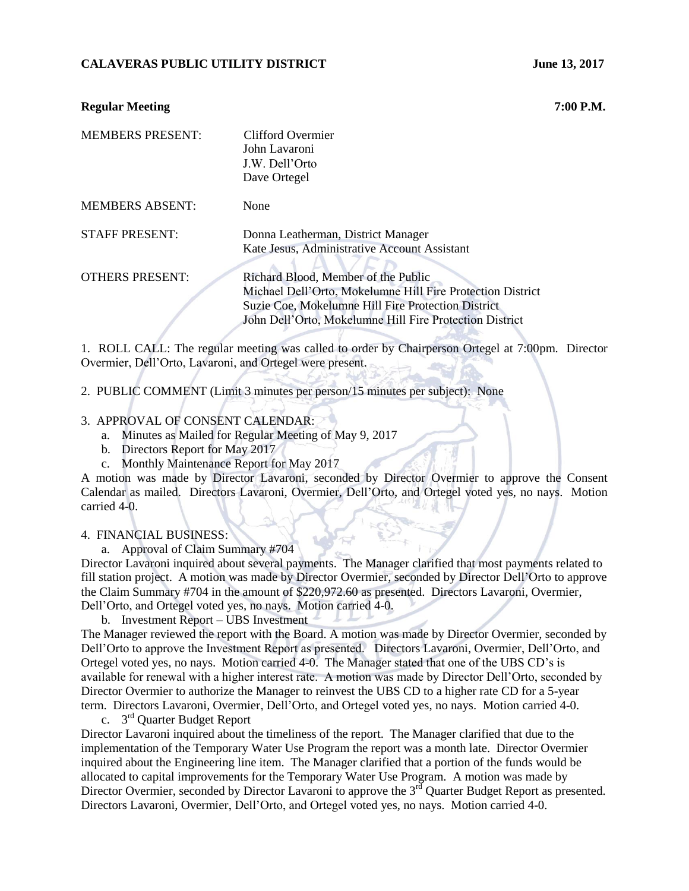**CALAVERAS PUBLIC UTILITY DISTRICT** **June 13, 2017**

**Regular Meeting** **7:00 P.M.**

| | |
|---|---|
| MEMBERS PRESENT: | Clifford Overmier<br>John Lavaroni<br>J.W. Dell'Orto<br>Dave Ortegel |
| MEMBERS ABSENT: | None |
| STAFF PRESENT: | Donna Leatherman, District Manager<br>Kate Jesus, Administrative Account Assistant |
| OTHERS PRESENT: | Richard Blood, Member of the Public<br>Michael Dell'Orto, Mokelumne Hill Fire Protection District<br>Suzie Coe, Mokelumne Hill Fire Protection District<br>John Dell'Orto, Mokelumne Hill Fire Protection District |

1. ROLL CALL: The regular meeting was called to order by Chairperson Ortegel at 7:00pm. Director Overmier, Dell'Orto, Lavaroni, and Ortegel were present.

2. PUBLIC COMMENT (Limit 3 minutes per person/15 minutes per subject): None

3. APPROVAL OF CONSENT CALENDAR:
   a. Minutes as Mailed for Regular Meeting of May 9, 2017
   b. Directors Report for May 2017
   c. Monthly Maintenance Report for May 2017

A motion was made by Director Lavaroni, seconded by Director Overmier to approve the Consent Calendar as mailed. Directors Lavaroni, Overmier, Dell'Orto, and Ortegel voted yes, no nays. Motion carried 4-0.

4. FINANCIAL BUSINESS:
   a. Approval of Claim Summary #704

Director Lavaroni inquired about several payments. The Manager clarified that most payments related to fill station project. A motion was made by Director Overmier, seconded by Director Dell'Orto to approve the Claim Summary #704 in the amount of $220,972.60 as presented. Directors Lavaroni, Overmier, Dell'Orto, and Ortegel voted yes, no nays. Motion carried 4-0.

   b. Investment Report – UBS Investment

The Manager reviewed the report with the Board. A motion was made by Director Overmier, seconded by Dell'Orto to approve the Investment Report as presented. Directors Lavaroni, Overmier, Dell'Orto, and Ortegel voted yes, no nays. Motion carried 4-0. The Manager stated that one of the UBS CD's is available for renewal with a higher interest rate. A motion was made by Director Dell'Orto, seconded by Director Overmier to authorize the Manager to reinvest the UBS CD to a higher rate CD for a 5-year term. Directors Lavaroni, Overmier, Dell'Orto, and Ortegel voted yes, no nays. Motion carried 4-0.

   c. 3rd Quarter Budget Report

Director Lavaroni inquired about the timeliness of the report. The Manager clarified that due to the implementation of the Temporary Water Use Program the report was a month late. Director Overmier inquired about the Engineering line item. The Manager clarified that a portion of the funds would be allocated to capital improvements for the Temporary Water Use Program. A motion was made by Director Overmier, seconded by Director Lavaroni to approve the 3rd Quarter Budget Report as presented. Directors Lavaroni, Overmier, Dell'Orto, and Ortegel voted yes, no nays. Motion carried 4-0.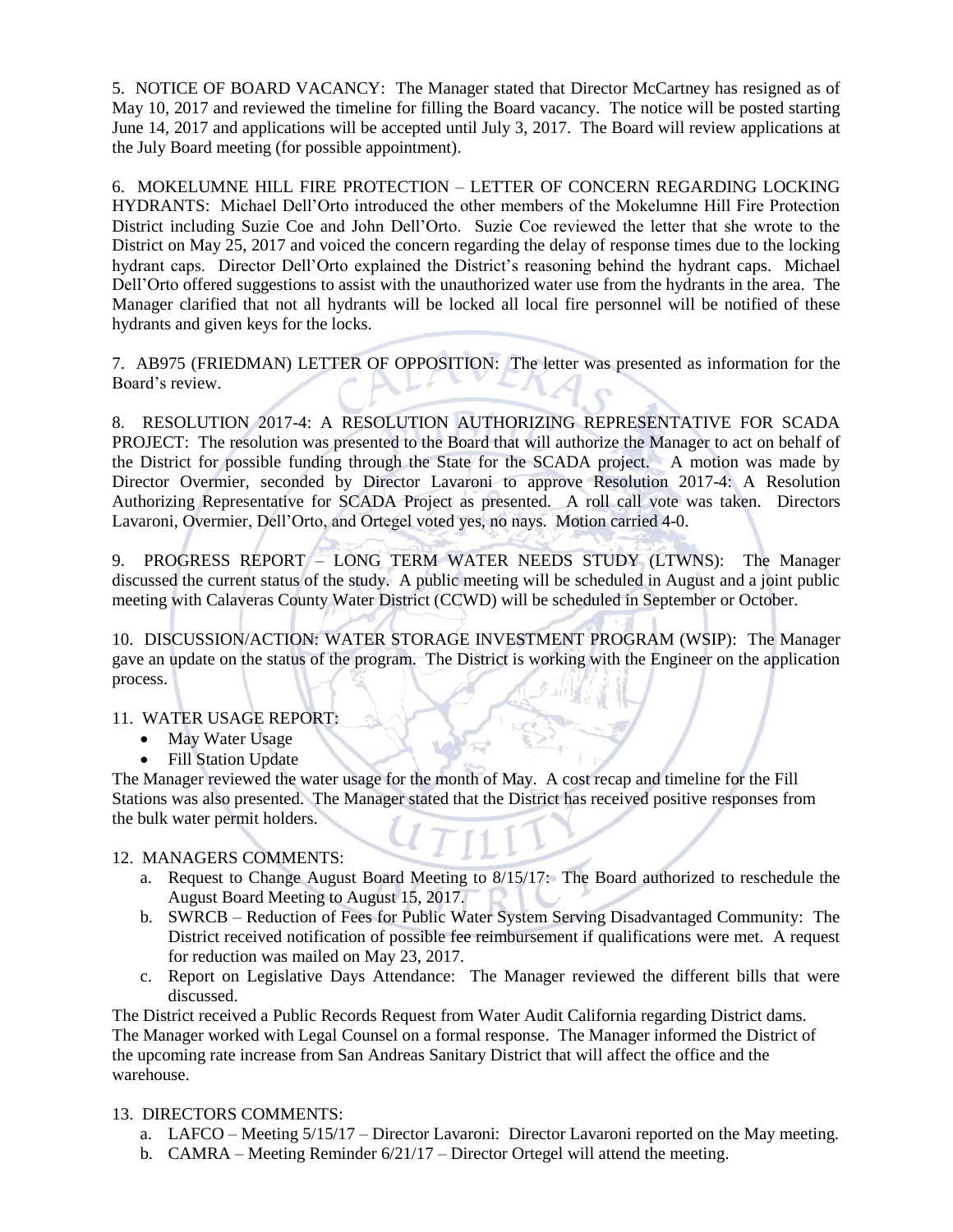5. NOTICE OF BOARD VACANCY: The Manager stated that Director McCartney has resigned as of May 10, 2017 and reviewed the timeline for filling the Board vacancy. The notice will be posted starting June 14, 2017 and applications will be accepted until July 3, 2017. The Board will review applications at the July Board meeting (for possible appointment).

6. MOKELUMNE HILL FIRE PROTECTION – LETTER OF CONCERN REGARDING LOCKING HYDRANTS: Michael Dell'Orto introduced the other members of the Mokelumne Hill Fire Protection District including Suzie Coe and John Dell'Orto. Suzie Coe reviewed the letter that she wrote to the District on May 25, 2017 and voiced the concern regarding the delay of response times due to the locking hydrant caps. Director Dell'Orto explained the District's reasoning behind the hydrant caps. Michael Dell'Orto offered suggestions to assist with the unauthorized water use from the hydrants in the area. The Manager clarified that not all hydrants will be locked all local fire personnel will be notified of these hydrants and given keys for the locks.

7. AB975 (FRIEDMAN) LETTER OF OPPOSITION: The letter was presented as information for the Board's review.

8. RESOLUTION 2017-4: A RESOLUTION AUTHORIZING REPRESENTATIVE FOR SCADA PROJECT: The resolution was presented to the Board that will authorize the Manager to act on behalf of the District for possible funding through the State for the SCADA project. A motion was made by Director Overmier, seconded by Director Lavaroni to approve Resolution 2017-4: A Resolution Authorizing Representative for SCADA Project as presented. A roll call vote was taken. Directors Lavaroni, Overmier, Dell'Orto, and Ortegel voted yes, no nays. Motion carried 4-0.

9. PROGRESS REPORT – LONG TERM WATER NEEDS STUDY (LTWNS): The Manager discussed the current status of the study. A public meeting will be scheduled in August and a joint public meeting with Calaveras County Water District (CCWD) will be scheduled in September or October.

10. DISCUSSION/ACTION: WATER STORAGE INVESTMENT PROGRAM (WSIP): The Manager gave an update on the status of the program. The District is working with the Engineer on the application process.

11. WATER USAGE REPORT:

- May Water Usage
- Fill Station Update

The Manager reviewed the water usage for the month of May. A cost recap and timeline for the Fill Stations was also presented. The Manager stated that the District has received positive responses from the bulk water permit holders.

12. MANAGERS COMMENTS:

a. Request to Change August Board Meeting to 8/15/17: The Board authorized to reschedule the August Board Meeting to August 15, 2017.
b. SWRCB – Reduction of Fees for Public Water System Serving Disadvantaged Community: The District received notification of possible fee reimbursement if qualifications were met. A request for reduction was mailed on May 23, 2017.
c. Report on Legislative Days Attendance: The Manager reviewed the different bills that were discussed.

The District received a Public Records Request from Water Audit California regarding District dams. The Manager worked with Legal Counsel on a formal response. The Manager informed the District of the upcoming rate increase from San Andreas Sanitary District that will affect the office and the warehouse.

13. DIRECTORS COMMENTS:

a. LAFCO – Meeting 5/15/17 – Director Lavaroni: Director Lavaroni reported on the May meeting.
b. CAMRA – Meeting Reminder 6/21/17 – Director Ortegel will attend the meeting.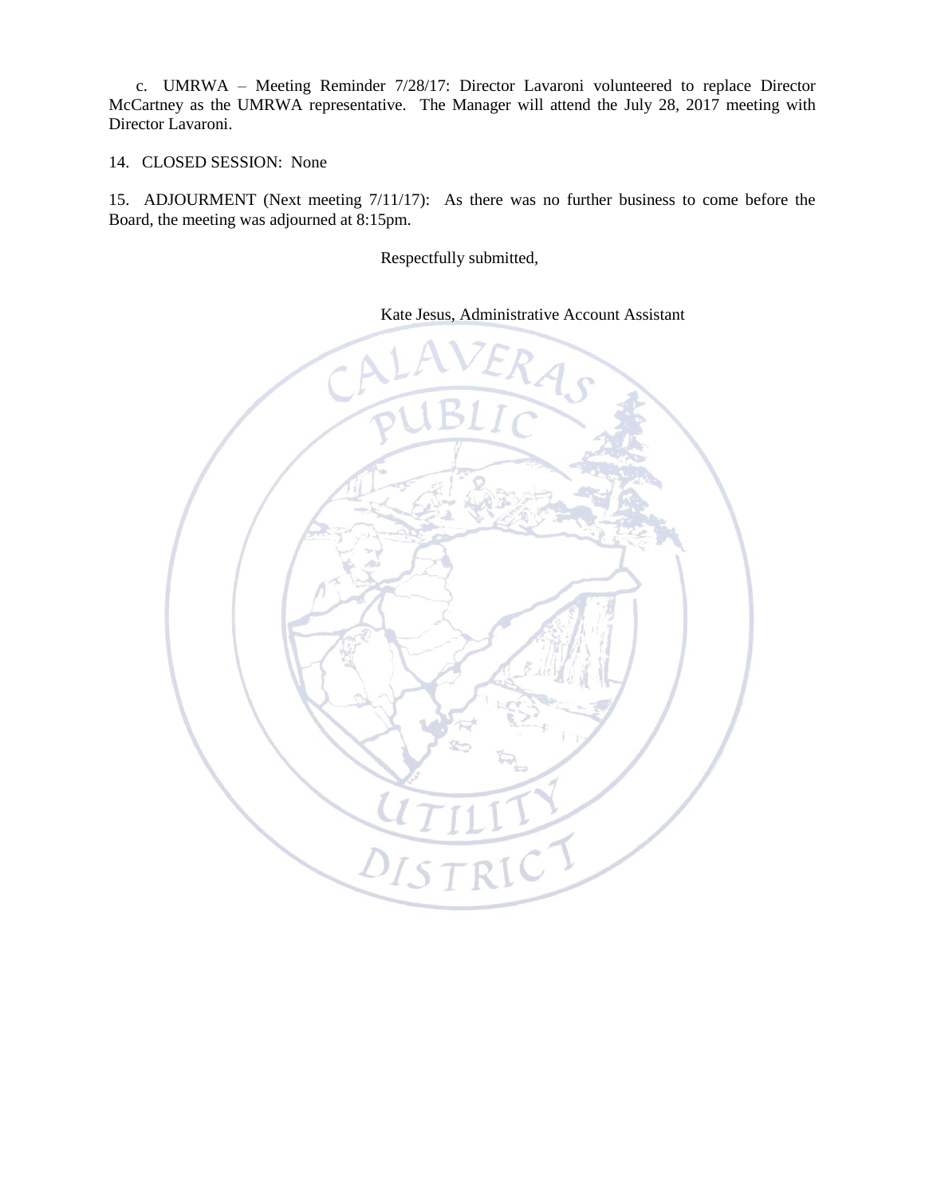c. UMRWA – Meeting Reminder 7/28/17: Director Lavaroni volunteered to replace Director McCartney as the UMRWA representative. The Manager will attend the July 28, 2017 meeting with Director Lavaroni.

14. CLOSED SESSION: None

15. ADJOURMENT (Next meeting 7/11/17): As there was no further business to come before the Board, the meeting was adjourned at 8:15pm.

Respectfully submitted,

Kate Jesus, Administrative Account Assistant